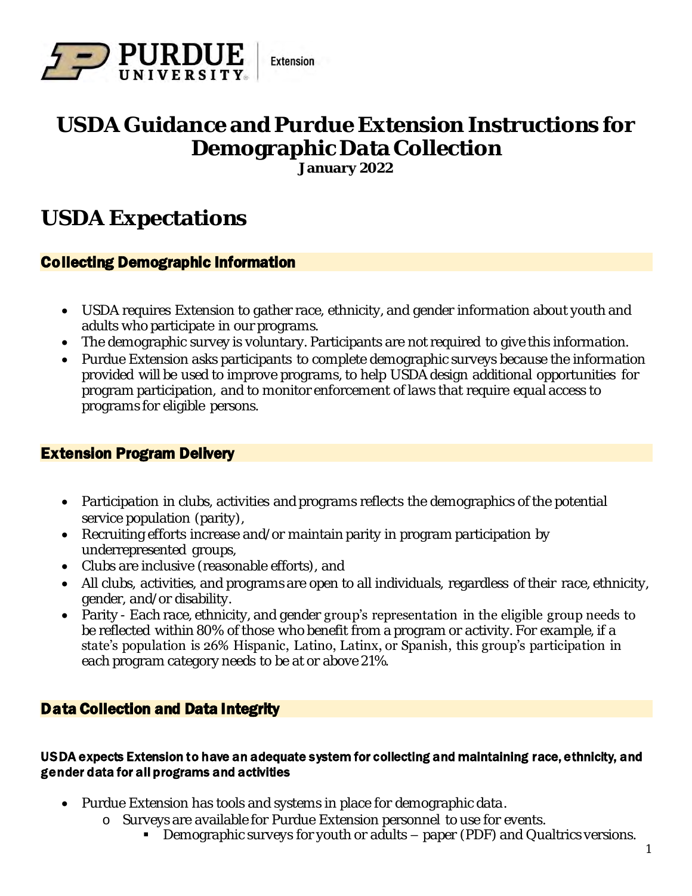# USDA Guidance and Purdue Extension Instructions for Demographic Data Collection

**January 2022**

## USDA Expectations

### Collecting Demographic Information

- USDA requires Extension to gather race, ethnicity, and gender information about youth and adults who participate in our programs.
- The demographic survey is voluntary. Participants are not required to give this information.
- Purdue Extension asks participants to complete demographic surveys because the information provided will be used to improve programs, to help USDA design additional opportunities for program participation, and to monitor enforcement of laws that require equal access to programs for eligible persons.

### Extension Program Delivery

- Participation in clubs, activities and programs reflects the demographics of the potential service population (parity),
- Recruiting efforts increase and/or maintain parity in program participation by underrepresented groups,
- Clubs are inclusive (reasonable efforts), and
- All clubs, activities, and programs are open to all individuals, regardless of their race, ethnicity, gender, and/or disability.
- Parity - Each race, ethnicity, and gender group's representation in the eligible group needs to be reflected within 80% of those who benefit from a program or activity. For example, if a state's population is 26% Hispanic, Latino, Latinx, or Spanish, this group's participation in each program category needs to be at or above 21%.

### Data Collection and Data Integrity

#### USDA expects Extension to have an adequate system for collecting and maintaining race, ethnicity, and gender data for all programs and activities

- Purdue Extension has tools and systems in place for demographic data.
    - Surveys are available for Purdue Extension personnel to use for events.
        - Demographic surveys for youth or adults – paper (PDF) and Qualtrics versions.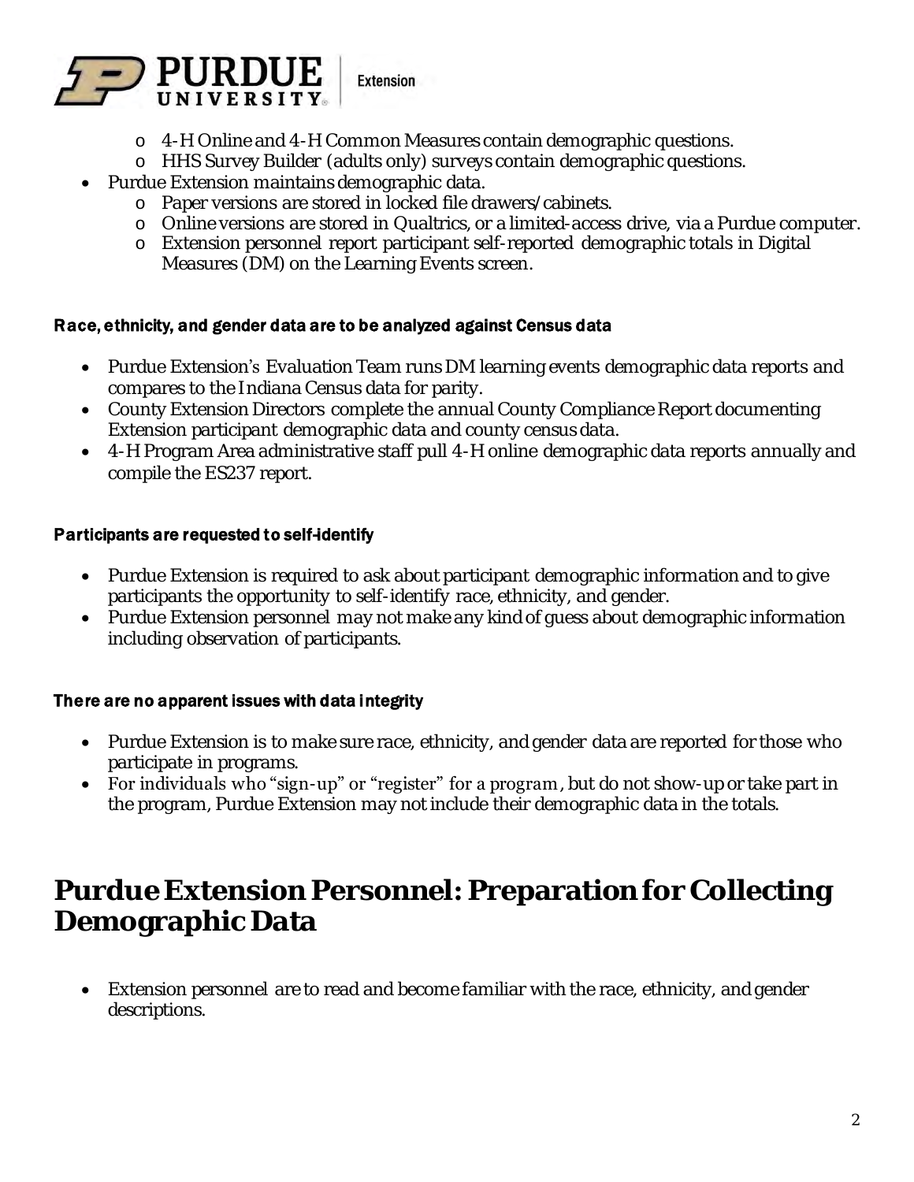- 4-H Online and 4-H Common Measures contain demographic questions.
    - HHS Survey Builder (adults only) surveys contain demographic questions.
- Purdue Extension maintains demographic data.
    - Paper versions are stored in locked file drawers/cabinets.
    - Online versions are stored in Qualtrics, or a limited-access drive, via a Purdue computer.
    - Extension personnel report participant self-reported demographic totals in Digital Measures (DM) on the Learning Events screen.

#### Race, ethnicity, and gender data are to be analyzed against Census data

- Purdue Extension's Evaluation Team runs DM learning events demographic data reports and compares to the Indiana Census data for parity.
- County Extension Directors complete the annual County Compliance Report documenting Extension participant demographic data and county census data.
- 4-H Program Area administrative staff pull 4-H online demographic data reports annually and compile the ES237 report.

#### Participants are requested to self-identify

- Purdue Extension is required to ask about participant demographic information and to give participants the opportunity to self-identify race, ethnicity, and gender.
- Purdue Extension personnel may not make any kind of guess about demographic information including observation of participants.

#### There are no apparent issues with data integrity

- Purdue Extension is to make sure race, ethnicity, and gender data are reported for those who participate in programs.
- For individuals who "sign-up" or "register" for a program, but do not show-up or take part in the program, Purdue Extension may not include their demographic data in the totals.

## Purdue Extension Personnel: Preparation for Collecting Demographic Data

- Extension personnel are to read and become familiar with the race, ethnicity, and gender descriptions.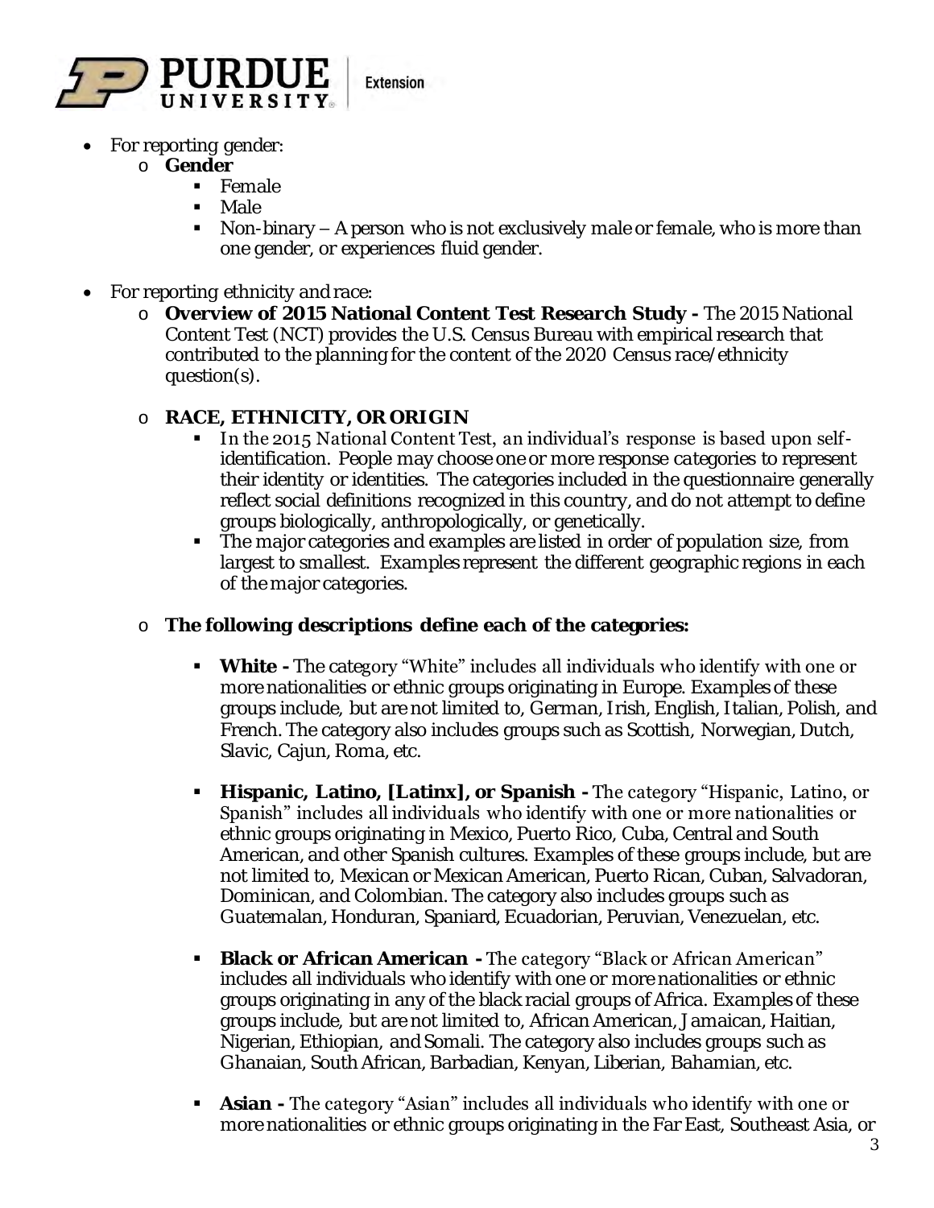- For reporting gender:
  - **Gender**
    - Female
    - Male
    - Non-binary – A person who is not exclusively male or female, who is more than one gender, or experiences fluid gender.

- For reporting ethnicity and race:
  - **Overview of 2015 National Content Test Research Study -** The 2015 National Content Test (NCT) provides the U.S. Census Bureau with empirical research that contributed to the planning for the content of the 2020 Census race/ethnicity question(s).

  - **RACE, ETHNICITY, OR ORIGIN**
    - In the 2015 National Content Test, an individual's response is based upon self-identification. People may choose one or more response categories to represent their identity or identities. The categories included in the questionnaire generally reflect social definitions recognized in this country, and do not attempt to define groups biologically, anthropologically, or genetically.
    - The major categories and examples are listed in order of population size, from largest to smallest. Examples represent the different geographic regions in each of the major categories.

  - **The following descriptions define each of the categories:**

    - **White -** The category "White" includes all individuals who identify with one or more nationalities or ethnic groups originating in Europe. Examples of these groups include, but are not limited to, German, Irish, English, Italian, Polish, and French. The category also includes groups such as Scottish, Norwegian, Dutch, Slavic, Cajun, Roma, etc.

    - **Hispanic, Latino, [Latinx], or Spanish -** The category "Hispanic, Latino, or Spanish" includes all individuals who identify with one or more nationalities or ethnic groups originating in Mexico, Puerto Rico, Cuba, Central and South American, and other Spanish cultures. Examples of these groups include, but are not limited to, Mexican or Mexican American, Puerto Rican, Cuban, Salvadoran, Dominican, and Colombian. The category also includes groups such as Guatemalan, Honduran, Spaniard, Ecuadorian, Peruvian, Venezuelan, etc.

    - **Black or African American -** The category "Black or African American" includes all individuals who identify with one or more nationalities or ethnic groups originating in any of the black racial groups of Africa. Examples of these groups include, but are not limited to, African American, Jamaican, Haitian, Nigerian, Ethiopian, and Somali. The category also includes groups such as Ghanaian, South African, Barbadian, Kenyan, Liberian, Bahamian, etc.

    - **Asian -** The category "Asian" includes all individuals who identify with one or more nationalities or ethnic groups originating in the Far East, Southeast Asia, or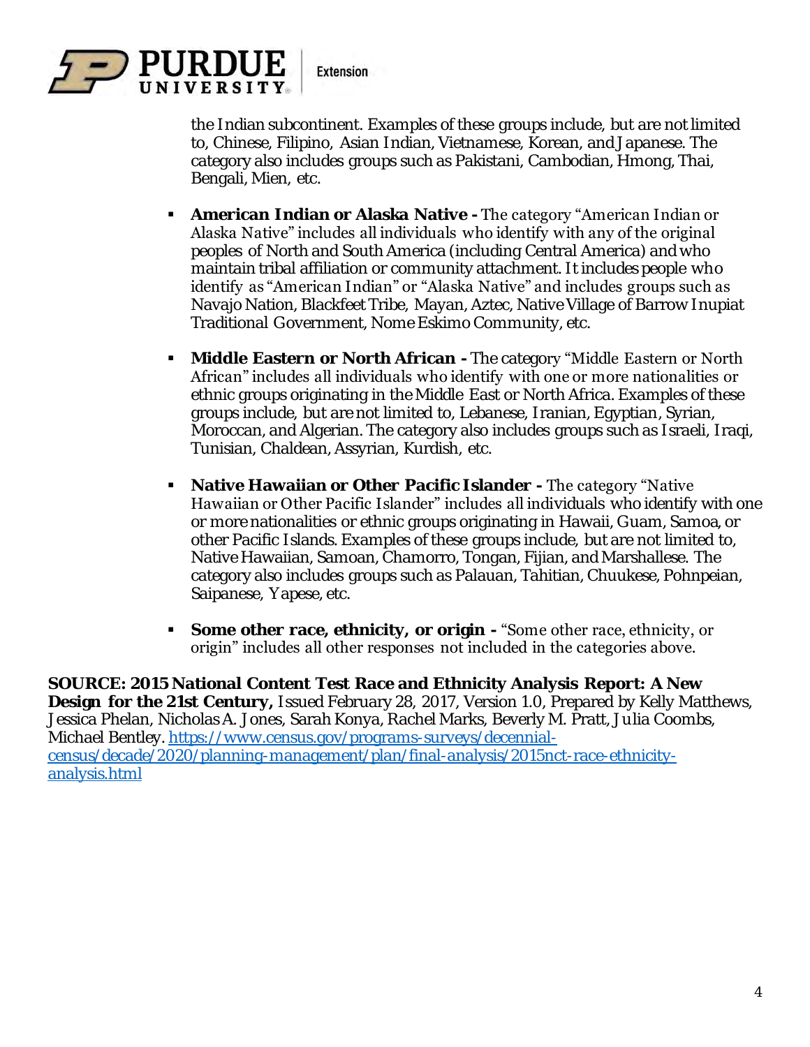the Indian subcontinent. Examples of these groups include, but are not limited to, Chinese, Filipino, Asian Indian, Vietnamese, Korean, and Japanese. The category also includes groups such as Pakistani, Cambodian, Hmong, Thai, Bengali, Mien, etc.

- **American Indian or Alaska Native -** The category "American Indian or Alaska Native" includes all individuals who identify with any of the original peoples of North and South America (including Central America) and who maintain tribal affiliation or community attachment. It includes people who identify as "American Indian" or "Alaska Native" and includes groups such as Navajo Nation, Blackfeet Tribe, Mayan, Aztec, Native Village of Barrow Inupiat Traditional Government, Nome Eskimo Community, etc.

- **Middle Eastern or North African -** The category "Middle Eastern or North African" includes all individuals who identify with one or more nationalities or ethnic groups originating in the Middle East or North Africa. Examples of these groups include, but are not limited to, Lebanese, Iranian, Egyptian, Syrian, Moroccan, and Algerian. The category also includes groups such as Israeli, Iraqi, Tunisian, Chaldean, Assyrian, Kurdish, etc.

- **Native Hawaiian or Other Pacific Islander -** The category "Native Hawaiian or Other Pacific Islander" includes all individuals who identify with one or more nationalities or ethnic groups originating in Hawaii, Guam, Samoa, or other Pacific Islands. Examples of these groups include, but are not limited to, Native Hawaiian, Samoan, Chamorro, Tongan, Fijian, and Marshallese. The category also includes groups such as Palauan, Tahitian, Chuukese, Pohnpeian, Saipanese, Yapese, etc.

- **Some other race, ethnicity, or origin -** "Some other race, ethnicity, or origin" includes all other responses not included in the categories above.

**SOURCE: 2015 National Content Test Race and Ethnicity Analysis Report: A New Design for the 21st Century,** Issued February 28, 2017, Version 1.0, Prepared by Kelly Matthews, Jessica Phelan, Nicholas A. Jones, Sarah Konya, Rachel Marks, Beverly M. Pratt, Julia Coombs, Michael Bentley. https://www.census.gov/programs-surveys/decennial-census/decade/2020/planning-management/plan/final-analysis/2015nct-race-ethnicity-analysis.html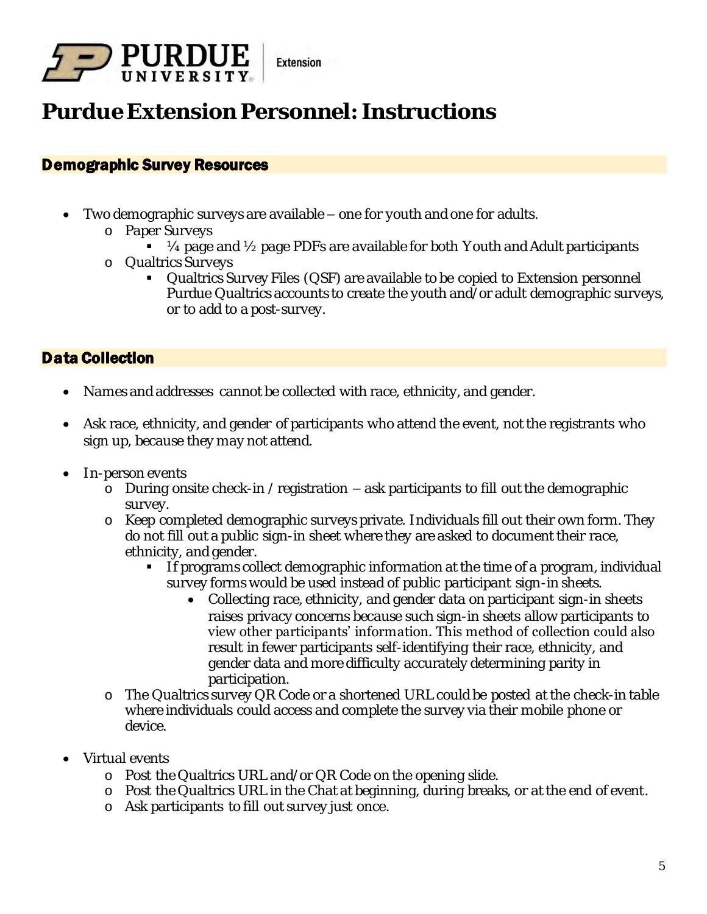# Purdue Extension Personnel: Instructions

## Demographic Survey Resources

- Two demographic surveys are available – one for youth and one for adults.
  - Paper Surveys
    - ¼ page and ½ page PDFs are available for both Youth and Adult participants
  - Qualtrics Surveys
    - Qualtrics Survey Files (QSF) are available to be copied to Extension personnel Purdue Qualtrics accounts to create the youth and/or adult demographic surveys, or to add to a post-survey.

## Data Collection

- Names and addresses cannot be collected with race, ethnicity, and gender.
- Ask race, ethnicity, and gender of participants who attend the event, not the registrants who sign up, because they may not attend.
- In-person events
  - During onsite check-in / registration – ask participants to fill out the demographic survey.
  - Keep completed demographic surveys private. Individuals fill out their own form. They do not fill out a public sign-in sheet where they are asked to document their race, ethnicity, and gender.
    - If programs collect demographic information at the time of a program, individual survey forms would be used instead of public participant sign-in sheets.
      - Collecting race, ethnicity, and gender data on participant sign-in sheets raises privacy concerns because such sign-in sheets allow participants to view other participants' information. This method of collection could also result in fewer participants self-identifying their race, ethnicity, and gender data and more difficulty accurately determining parity in participation.
  - The Qualtrics survey QR Code or a shortened URL could be posted at the check-in table where individuals could access and complete the survey via their mobile phone or device.
- Virtual events
  - Post the Qualtrics URL and/or QR Code on the opening slide.
  - Post the Qualtrics URL in the Chat at beginning, during breaks, or at the end of event.
  - Ask participants to fill out survey just once.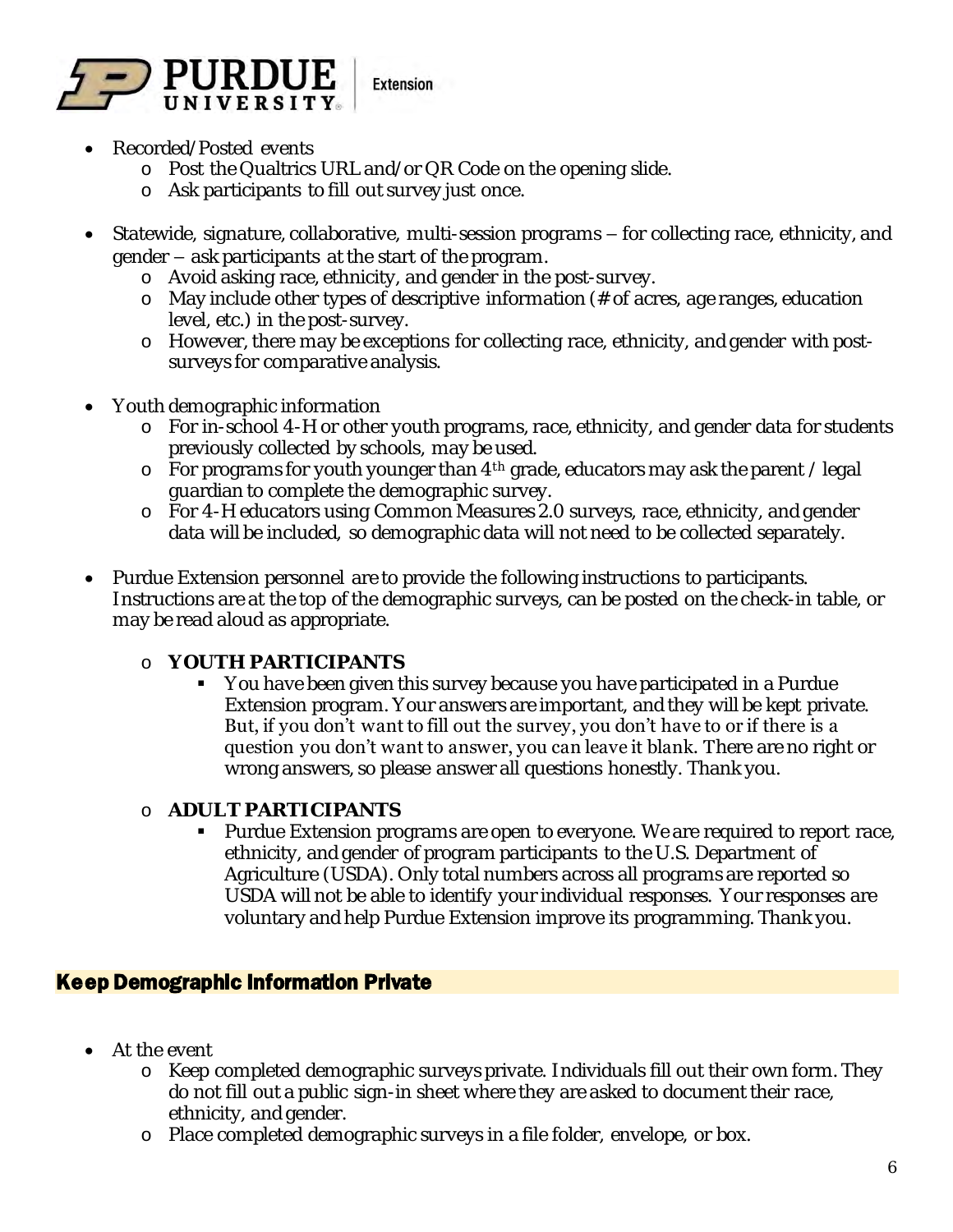- Recorded/Posted events
  - Post the Qualtrics URL and/or QR Code on the opening slide.
  - Ask participants to fill out survey just once.

- Statewide, signature, collaborative, multi-session programs – for collecting race, ethnicity, and gender – ask participants at the start of the program.
  - Avoid asking race, ethnicity, and gender in the post-survey.
  - May include other types of descriptive information (# of acres, age ranges, education level, etc.) in the post-survey.
  - However, there may be exceptions for collecting race, ethnicity, and gender with post-surveys for comparative analysis.

- Youth demographic information
  - For in-school 4-H or other youth programs, race, ethnicity, and gender data for students previously collected by schools, may be used.
  - For programs for youth younger than 4th grade, educators may ask the parent / legal guardian to complete the demographic survey.
  - For 4-H educators using Common Measures 2.0 surveys, race, ethnicity, and gender data will be included, so demographic data will not need to be collected separately.

- Purdue Extension personnel are to provide the following instructions to participants. Instructions are at the top of the demographic surveys, can be posted on the check-in table, or may be read aloud as appropriate.

  - **YOUTH PARTICIPANTS**
    - You have been given this survey because you have participated in a Purdue Extension program. Your answers are important, and they will be kept private. But, if you don't want to fill out the survey, you don't have to or if there is a question you don't want to answer, you can leave it blank. There are no right or wrong answers, so please answer all questions honestly. Thank you.

  - **ADULT PARTICIPANTS**
    - Purdue Extension programs are open to everyone. We are required to report race, ethnicity, and gender of program participants to the U.S. Department of Agriculture (USDA). Only total numbers across all programs are reported so USDA will not be able to identify your individual responses. Your responses are voluntary and help Purdue Extension improve its programming. Thank you.

## Keep Demographic Information Private

- At the event
  - Keep completed demographic surveys private. Individuals fill out their own form. They do not fill out a public sign-in sheet where they are asked to document their race, ethnicity, and gender.
  - Place completed demographic surveys in a file folder, envelope, or box.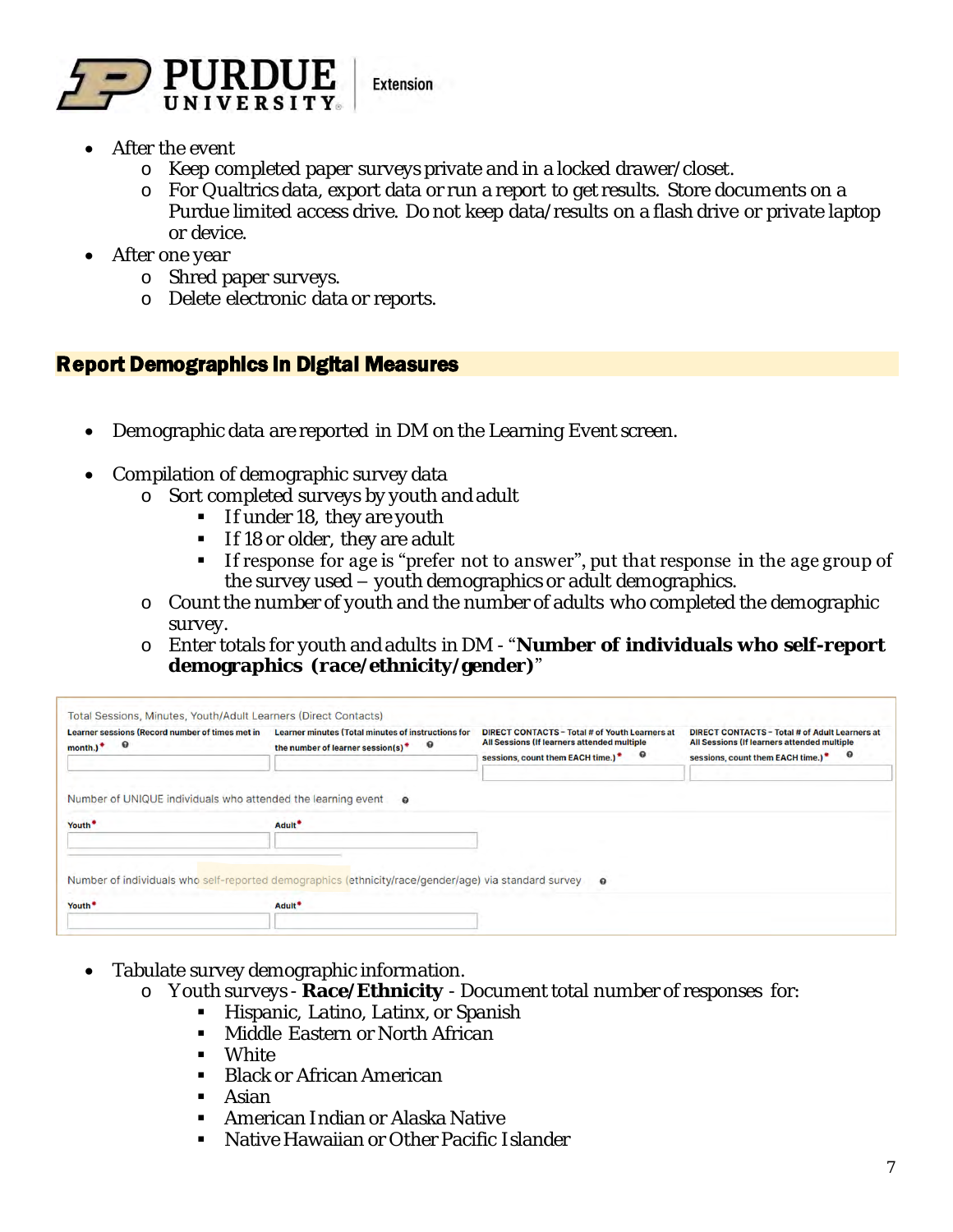- After the event
  - Keep completed paper surveys private and in a locked drawer/closet.
  - For Qualtrics data, export data or run a report to get results. Store documents on a Purdue limited access drive. Do not keep data/results on a flash drive or private laptop or device.
- After one year
  - Shred paper surveys.
  - Delete electronic data or reports.

## Report Demographics in Digital Measures

- Demographic data are reported in DM on the Learning Event screen.

- Compilation of demographic survey data
  - Sort completed surveys by youth and adult
    - If under 18, they are youth
    - If 18 or older, they are adult
    - If response for age is "prefer not to answer", put that response in the age group of the survey used – youth demographics or adult demographics.
  - Count the number of youth and the number of adults who completed the demographic survey.
  - Enter totals for youth and adults in DM - "**Number of individuals who self-report demographics (race/ethnicity/gender)**"

Total Sessions, Minutes, Youth/Adult Learners (Direct Contacts)

| Learner sessions (Record number of times met in month.)* | Learner minutes (Total minutes of instructions for the number of learner session(s))* | DIRECT CONTACTS – Total # of Youth Learners at All Sessions (If learners attended multiple sessions, count them EACH time.)* | DIRECT CONTACTS – Total # of Adult Learners at All Sessions (If learners attended multiple sessions, count them EACH time.)* |
|---|---|---|---|
| | | | |

Number of UNIQUE individuals who attended the learning event

| Youth* | Adult* |
|---|---|
| | |

Number of individuals who self-reported demographics (ethnicity/race/gender/age) via standard survey

| Youth* | Adult* |
|---|---|
| | |

- Tabulate survey demographic information.
  - Youth surveys - **Race/Ethnicity** - Document total number of responses for:
    - Hispanic, Latino, Latinx, or Spanish
    - Middle Eastern or North African
    - White
    - Black or African American
    - Asian
    - American Indian or Alaska Native
    - Native Hawaiian or Other Pacific Islander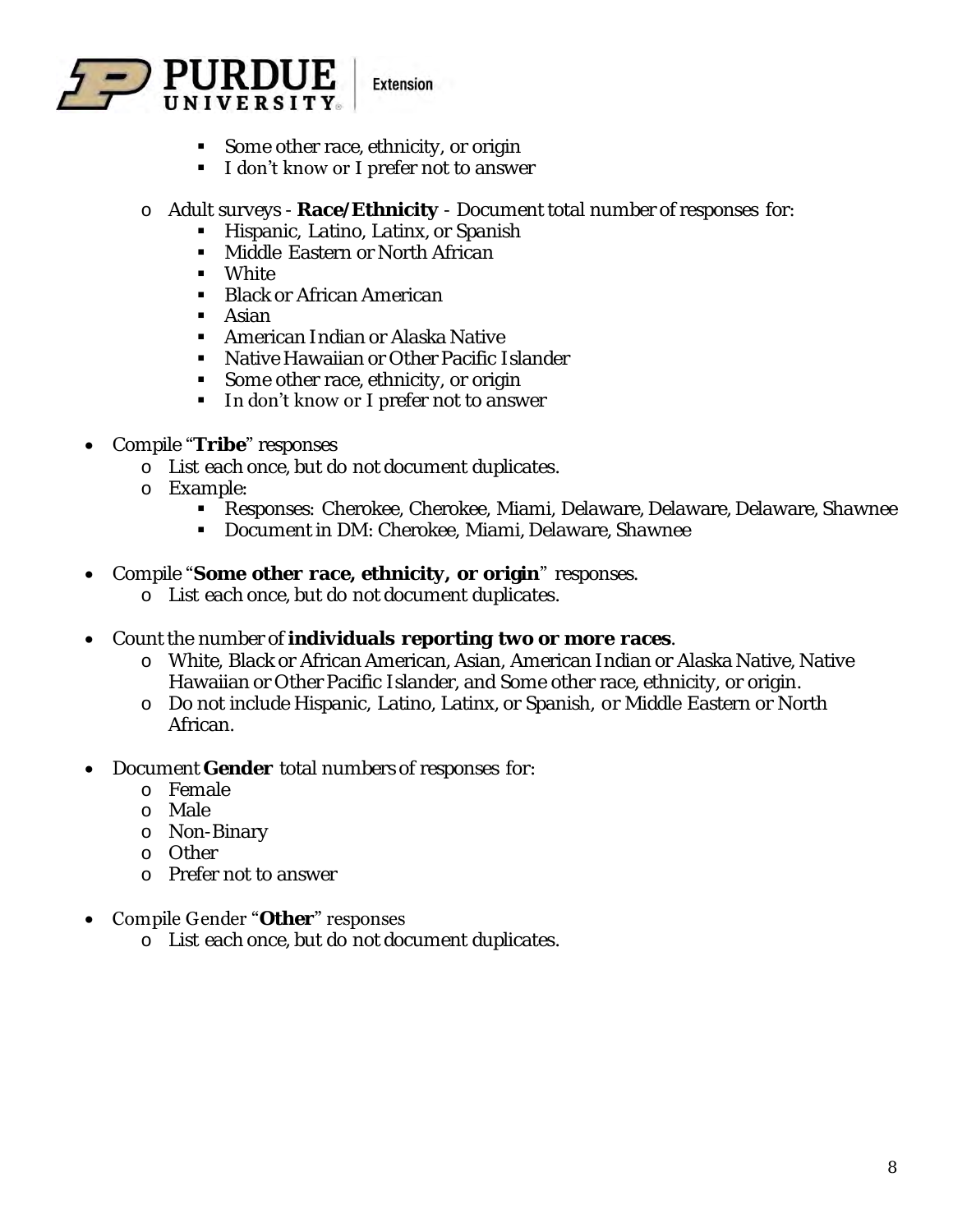- Some other race, ethnicity, or origin
        - I don't know or I prefer not to answer
    - Adult surveys - **Race/Ethnicity** - Document total number of responses for:
        - Hispanic, Latino, Latinx, or Spanish
        - Middle Eastern or North African
        - White
        - Black or African American
        - Asian
        - American Indian or Alaska Native
        - Native Hawaiian or Other Pacific Islander
        - Some other race, ethnicity, or origin
        - In don't know or I prefer not to answer

- Compile "**Tribe**" responses
    - List each once, but do not document duplicates.
    - Example:
        - Responses: Cherokee, Cherokee, Miami, Delaware, Delaware, Delaware, Shawnee
        - Document in DM: Cherokee, Miami, Delaware, Shawnee

- Compile "**Some other race, ethnicity, or origin**" responses.
    - List each once, but do not document duplicates.

- Count the number of **individuals reporting two or more races**.
    - White, Black or African American, Asian, American Indian or Alaska Native, Native Hawaiian or Other Pacific Islander, and Some other race, ethnicity, or origin.
    - Do not include Hispanic, Latino, Latinx, or Spanish, or Middle Eastern or North African.

- Document **Gender** total numbers of responses for:
    - Female
    - Male
    - Non-Binary
    - Other
    - Prefer not to answer

- Compile Gender "**Other**" responses
    - List each once, but do not document duplicates.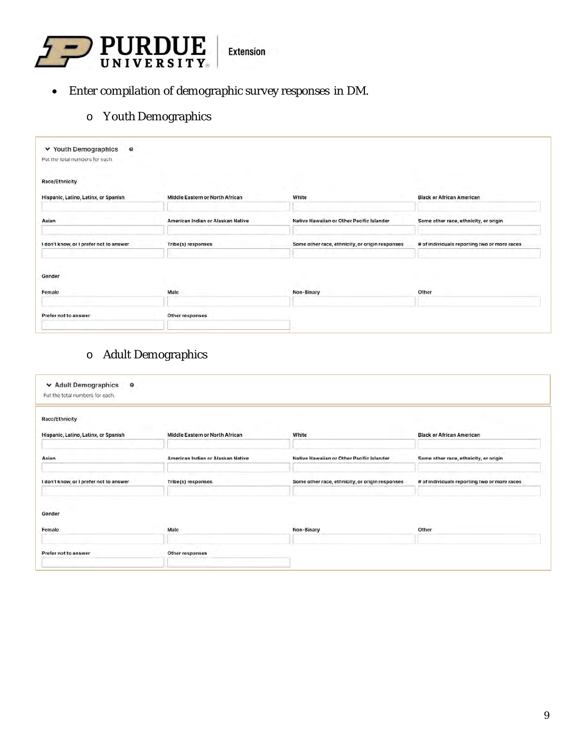- Enter compilation of demographic survey responses in DM.
  - Youth Demographics

**Youth Demographics**

Put the total numbers for each.

Race/Ethnicity

| | | | |
|---|---|---|---|
| Hispanic, Latino, Latinx, or Spanish | Middle Eastern or North African | White | Black or African American |
| Asian | American Indian or Alaskan Native | Native Hawaiian or Other Pacific Islander | Some other race, ethnicity, or origin |
| I don't know, or I prefer not to answer | Tribe(s) responses | Some other race, ethnicity, or origin responses | # of individuals reporting two or more races |

Gender

| | | | |
|---|---|---|---|
| Female | Male | Non-Binary | Other |
| Prefer not to answer | Other responses | | |

  - Adult Demographics

**Adult Demographics**

Put the total numbers for each.

Race/Ethnicity

| | | | |
|---|---|---|---|
| Hispanic, Latino, Latinx, or Spanish | Middle Eastern or North African | White | Black or African American |
| Asian | American Indian or Alaskan Native | Native Hawaiian or Other Pacific Islander | Some other race, ethnicity, or origin |
| I don't know, or I prefer not to answer | Tribe(s) responses | Some other race, ethnicity, or origin responses | # of individuals reporting two or more races |

Gender

| | | | |
|---|---|---|---|
| Female | Male | Non-Binary | Other |
| Prefer not to answer | Other responses | | |